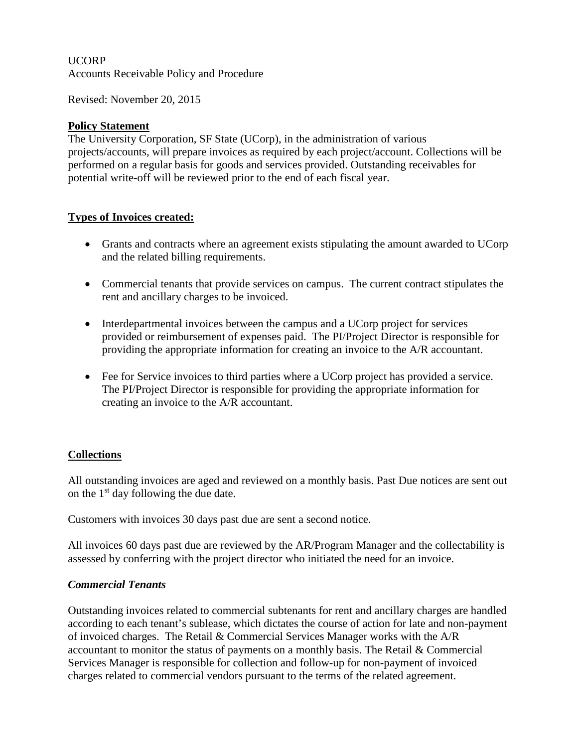UCORP

Accounts Receivable Policy and Procedure

Revised: November 20, 2015

**Policy Statement**

The University Corporation, SF State (UCorp), in the administration of various projects/accounts, will prepare invoices as required by each project/account. Collections will be performed on a regular basis for goods and services provided. Outstanding receivables for potential write-off will be reviewed prior to the end of each fiscal year.

**Types of Invoices created:**

- Grants and contracts where an agreement exists stipulating the amount awarded to UCorp and the related billing requirements.
- Commercial tenants that provide services on campus. The current contract stipulates the rent and ancillary charges to be invoiced.
- Interdepartmental invoices between the campus and a UCorp project for services provided or reimbursement of expenses paid. The PI/Project Director is responsible for providing the appropriate information for creating an invoice to the A/R accountant.
- Fee for Service invoices to third parties where a UCorp project has provided a service. The PI/Project Director is responsible for providing the appropriate information for creating an invoice to the A/R accountant.

**Collections**

All outstanding invoices are aged and reviewed on a monthly basis. Past Due notices are sent out on the 1st day following the due date.

Customers with invoices 30 days past due are sent a second notice.

All invoices 60 days past due are reviewed by the AR/Program Manager and the collectability is assessed by conferring with the project director who initiated the need for an invoice.

***Commercial Tenants***

Outstanding invoices related to commercial subtenants for rent and ancillary charges are handled according to each tenant's sublease, which dictates the course of action for late and non-payment of invoiced charges. The Retail & Commercial Services Manager works with the A/R accountant to monitor the status of payments on a monthly basis. The Retail & Commercial Services Manager is responsible for collection and follow-up for non-payment of invoiced charges related to commercial vendors pursuant to the terms of the related agreement.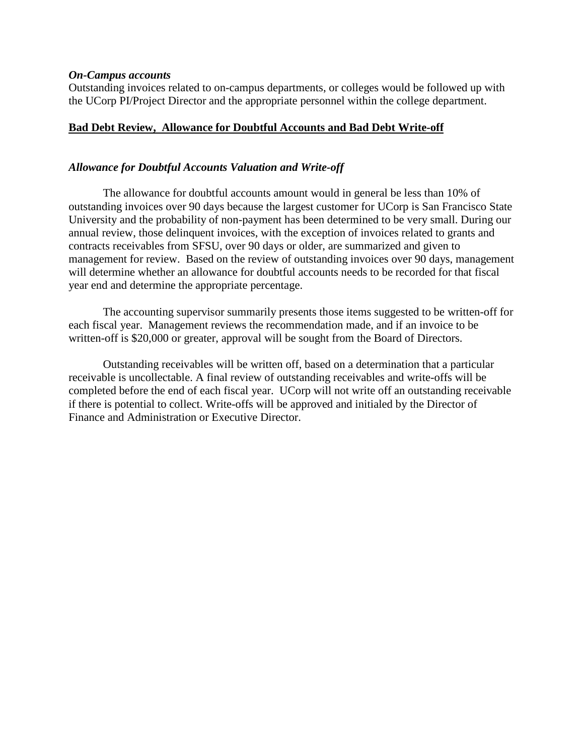***On-Campus accounts***

Outstanding invoices related to on-campus departments, or colleges would be followed up with the UCorp PI/Project Director and the appropriate personnel within the college department.

## **Bad Debt Review, Allowance for Doubtful Accounts and Bad Debt Write-off**

### ***Allowance for Doubtful Accounts Valuation and Write-off***

The allowance for doubtful accounts amount would in general be less than 10% of outstanding invoices over 90 days because the largest customer for UCorp is San Francisco State University and the probability of non-payment has been determined to be very small. During our annual review, those delinquent invoices, with the exception of invoices related to grants and contracts receivables from SFSU, over 90 days or older, are summarized and given to management for review. Based on the review of outstanding invoices over 90 days, management will determine whether an allowance for doubtful accounts needs to be recorded for that fiscal year end and determine the appropriate percentage.

The accounting supervisor summarily presents those items suggested to be written-off for each fiscal year. Management reviews the recommendation made, and if an invoice to be written-off is $20,000 or greater, approval will be sought from the Board of Directors.

Outstanding receivables will be written off, based on a determination that a particular receivable is uncollectable. A final review of outstanding receivables and write-offs will be completed before the end of each fiscal year. UCorp will not write off an outstanding receivable if there is potential to collect. Write-offs will be approved and initialed by the Director of Finance and Administration or Executive Director.